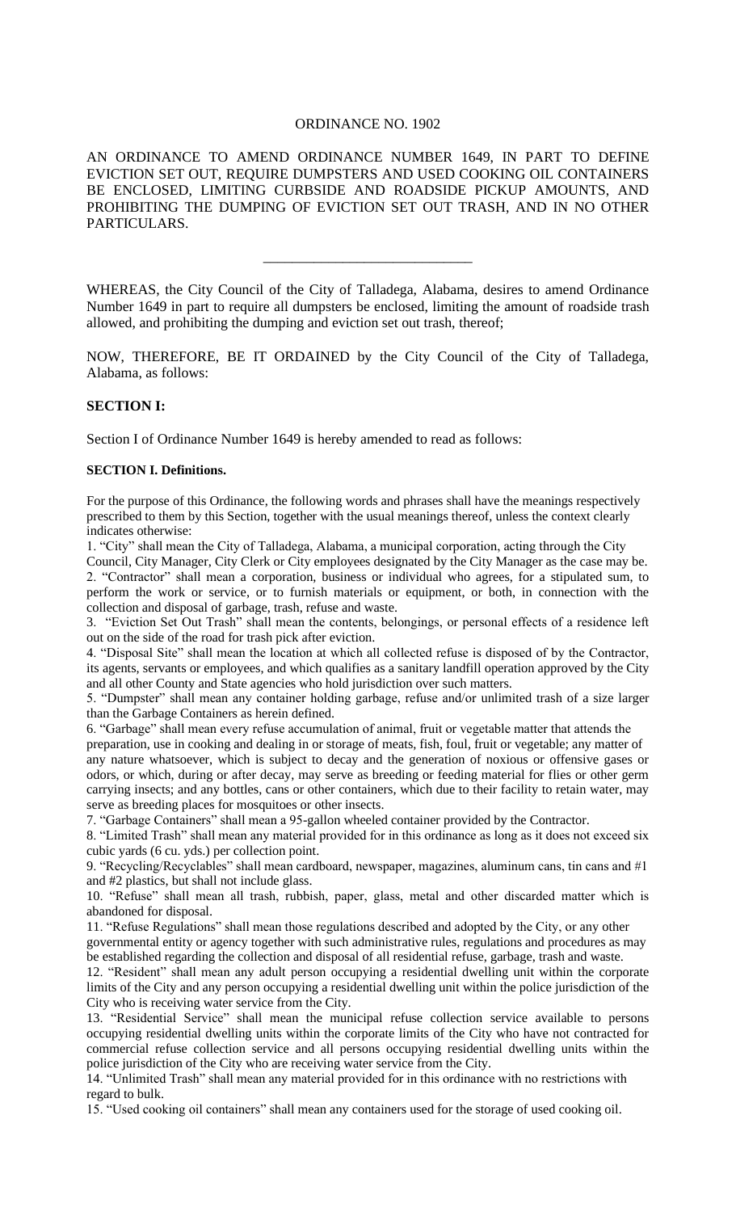# ORDINANCE NO. 1902

AN ORDINANCE TO AMEND ORDINANCE NUMBER 1649, IN PART TO DEFINE EVICTION SET OUT, REQUIRE DUMPSTERS AND USED COOKING OIL CONTAINERS BE ENCLOSED, LIMITING CURBSIDE AND ROADSIDE PICKUP AMOUNTS, AND PROHIBITING THE DUMPING OF EVICTION SET OUT TRASH, AND IN NO OTHER PARTICULARS.

---

WHEREAS, the City Council of the City of Talladega, Alabama, desires to amend Ordinance Number 1649 in part to require all dumpsters be enclosed, limiting the amount of roadside trash allowed, and prohibiting the dumping and eviction set out trash, thereof;

NOW, THEREFORE, BE IT ORDAINED by the City Council of the City of Talladega, Alabama, as follows:

**SECTION I:**

Section I of Ordinance Number 1649 is hereby amended to read as follows:

**SECTION I. Definitions.**

For the purpose of this Ordinance, the following words and phrases shall have the meanings respectively prescribed to them by this Section, together with the usual meanings thereof, unless the context clearly indicates otherwise:

1. "City" shall mean the City of Talladega, Alabama, a municipal corporation, acting through the City Council, City Manager, City Clerk or City employees designated by the City Manager as the case may be.
2. "Contractor" shall mean a corporation, business or individual who agrees, for a stipulated sum, to perform the work or service, or to furnish materials or equipment, or both, in connection with the collection and disposal of garbage, trash, refuse and waste.
3. "Eviction Set Out Trash" shall mean the contents, belongings, or personal effects of a residence left out on the side of the road for trash pick after eviction.
4. "Disposal Site" shall mean the location at which all collected refuse is disposed of by the Contractor, its agents, servants or employees, and which qualifies as a sanitary landfill operation approved by the City and all other County and State agencies who hold jurisdiction over such matters.
5. "Dumpster" shall mean any container holding garbage, refuse and/or unlimited trash of a size larger than the Garbage Containers as herein defined.
6. "Garbage" shall mean every refuse accumulation of animal, fruit or vegetable matter that attends the preparation, use in cooking and dealing in or storage of meats, fish, foul, fruit or vegetable; any matter of any nature whatsoever, which is subject to decay and the generation of noxious or offensive gases or odors, or which, during or after decay, may serve as breeding or feeding material for flies or other germ carrying insects; and any bottles, cans or other containers, which due to their facility to retain water, may serve as breeding places for mosquitoes or other insects.
7. "Garbage Containers" shall mean a 95-gallon wheeled container provided by the Contractor.
8. "Limited Trash" shall mean any material provided for in this ordinance as long as it does not exceed six cubic yards (6 cu. yds.) per collection point.
9. "Recycling/Recyclables" shall mean cardboard, newspaper, magazines, aluminum cans, tin cans and #1 and #2 plastics, but shall not include glass.
10. "Refuse" shall mean all trash, rubbish, paper, glass, metal and other discarded matter which is abandoned for disposal.
11. "Refuse Regulations" shall mean those regulations described and adopted by the City, or any other governmental entity or agency together with such administrative rules, regulations and procedures as may be established regarding the collection and disposal of all residential refuse, garbage, trash and waste.
12. "Resident" shall mean any adult person occupying a residential dwelling unit within the corporate limits of the City and any person occupying a residential dwelling unit within the police jurisdiction of the City who is receiving water service from the City.
13. "Residential Service" shall mean the municipal refuse collection service available to persons occupying residential dwelling units within the corporate limits of the City who have not contracted for commercial refuse collection service and all persons occupying residential dwelling units within the police jurisdiction of the City who are receiving water service from the City.
14. "Unlimited Trash" shall mean any material provided for in this ordinance with no restrictions with regard to bulk.
15. "Used cooking oil containers" shall mean any containers used for the storage of used cooking oil.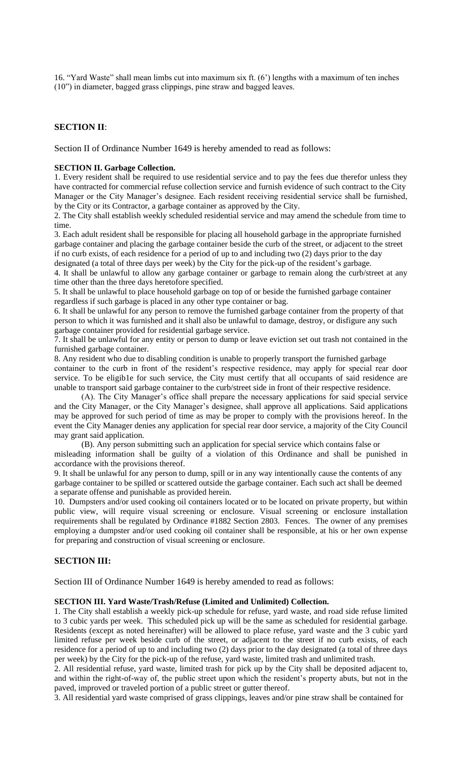16. "Yard Waste" shall mean limbs cut into maximum six ft. (6') lengths with a maximum of ten inches (10") in diameter, bagged grass clippings, pine straw and bagged leaves.

## SECTION II:

Section II of Ordinance Number 1649 is hereby amended to read as follows:

**SECTION II. Garbage Collection.**

1. Every resident shall be required to use residential service and to pay the fees due therefor unless they have contracted for commercial refuse collection service and furnish evidence of such contract to the City Manager or the City Manager's designee. Each resident receiving residential service shall be furnished, by the City or its Contractor, a garbage container as approved by the City.
2. The City shall establish weekly scheduled residential service and may amend the schedule from time to time.
3. Each adult resident shall be responsible for placing all household garbage in the appropriate furnished garbage container and placing the garbage container beside the curb of the street, or adjacent to the street if no curb exists, of each residence for a period of up to and including two (2) days prior to the day designated (a total of three days per week) by the City for the pick-up of the resident's garbage.
4. It shall be unlawful to allow any garbage container or garbage to remain along the curb/street at any time other than the three days heretofore specified.
5. It shall be unlawful to place household garbage on top of or beside the furnished garbage container regardless if such garbage is placed in any other type container or bag.
6. It shall be unlawful for any person to remove the furnished garbage container from the property of that person to which it was furnished and it shall also be unlawful to damage, destroy, or disfigure any such garbage container provided for residential garbage service.
7. It shall be unlawful for any entity or person to dump or leave eviction set out trash not contained in the furnished garbage container.
8. Any resident who due to disabling condition is unable to properly transport the furnished garbage container to the curb in front of the resident's respective residence, may apply for special rear door service. To be eligib1e for such service, the City must certify that all occupants of said residence are unable to transport said garbage container to the curb/street side in front of their respective residence.

   (A). The City Manager's office shall prepare the necessary applications for said special service and the City Manager, or the City Manager's designee, shall approve all applications. Said applications may be approved for such period of time as may be proper to comply with the provisions hereof. In the event the City Manager denies any application for special rear door service, a majority of the City Council may grant said application.

   (B). Any person submitting such an application for special service which contains false or misleading information shall be guilty of a violation of this Ordinance and shall be punished in accordance with the provisions thereof.
9. It shall be unlawful for any person to dump, spill or in any way intentionally cause the contents of any garbage container to be spilled or scattered outside the garbage container. Each such act shall be deemed a separate offense and punishable as provided herein.
10. Dumpsters and/or used cooking oil containers located or to be located on private property, but within public view, will require visual screening or enclosure. Visual screening or enclosure installation requirements shall be regulated by Ordinance #1882 Section 2803. Fences. The owner of any premises employing a dumpster and/or used cooking oil container shall be responsible, at his or her own expense for preparing and construction of visual screening or enclosure.

## SECTION III:

Section III of Ordinance Number 1649 is hereby amended to read as follows:

**SECTION III. Yard Waste/Trash/Refuse (Limited and Unlimited) Collection.**

1. The City shall establish a weekly pick-up schedule for refuse, yard waste, and road side refuse limited to 3 cubic yards per week. This scheduled pick up will be the same as scheduled for residential garbage. Residents (except as noted hereinafter) will be allowed to place refuse, yard waste and the 3 cubic yard limited refuse per week beside curb of the street, or adjacent to the street if no curb exists, of each residence for a period of up to and including two (2) days prior to the day designated (a total of three days per week) by the City for the pick-up of the refuse, yard waste, limited trash and unlimited trash.
2. All residential refuse, yard waste, limited trash for pick up by the City shall be deposited adjacent to, and within the right-of-way of, the public street upon which the resident's property abuts, but not in the paved, improved or traveled portion of a public street or gutter thereof.
3. All residential yard waste comprised of grass clippings, leaves and/or pine straw shall be contained for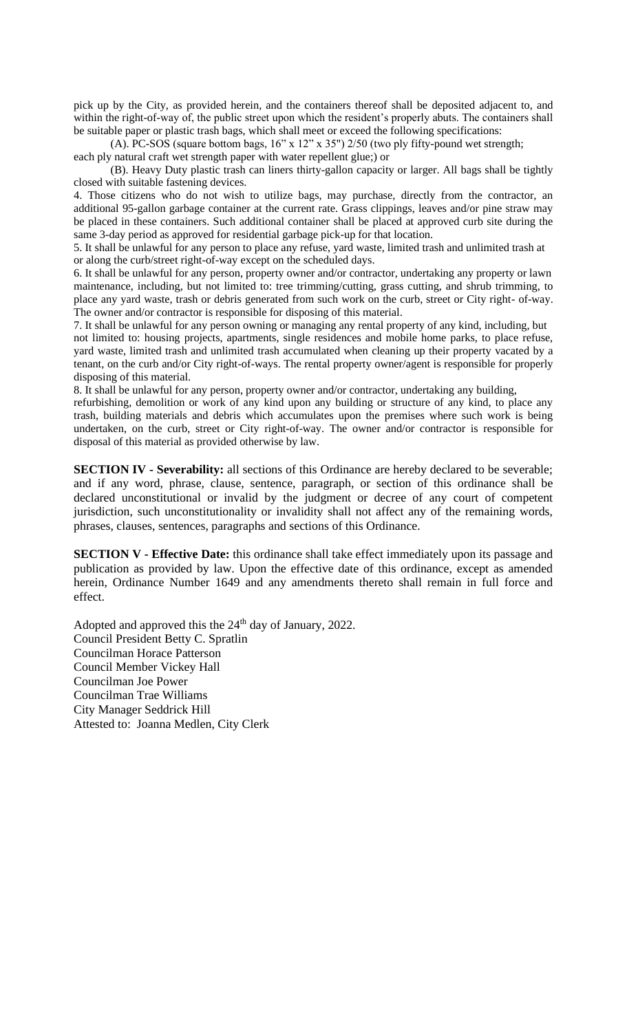pick up by the City, as provided herein, and the containers thereof shall be deposited adjacent to, and within the right-of-way of, the public street upon which the resident's properly abuts. The containers shall be suitable paper or plastic trash bags, which shall meet or exceed the following specifications:

(A). PC-SOS (square bottom bags, 16" x 12" x 35") 2/50 (two ply fifty-pound wet strength; each ply natural craft wet strength paper with water repellent glue;) or

(B). Heavy Duty plastic trash can liners thirty-gallon capacity or larger. All bags shall be tightly closed with suitable fastening devices.

4. Those citizens who do not wish to utilize bags, may purchase, directly from the contractor, an additional 95-gallon garbage container at the current rate. Grass clippings, leaves and/or pine straw may be placed in these containers. Such additional container shall be placed at approved curb site during the same 3-day period as approved for residential garbage pick-up for that location.

5. It shall be unlawful for any person to place any refuse, yard waste, limited trash and unlimited trash at or along the curb/street right-of-way except on the scheduled days.

6. It shall be unlawful for any person, property owner and/or contractor, undertaking any property or lawn maintenance, including, but not limited to: tree trimming/cutting, grass cutting, and shrub trimming, to place any yard waste, trash or debris generated from such work on the curb, street or City right- of-way. The owner and/or contractor is responsible for disposing of this material.

7. It shall be unlawful for any person owning or managing any rental property of any kind, including, but not limited to: housing projects, apartments, single residences and mobile home parks, to place refuse, yard waste, limited trash and unlimited trash accumulated when cleaning up their property vacated by a tenant, on the curb and/or City right-of-ways. The rental property owner/agent is responsible for properly disposing of this material.

8. It shall be unlawful for any person, property owner and/or contractor, undertaking any building, refurbishing, demolition or work of any kind upon any building or structure of any kind, to place any trash, building materials and debris which accumulates upon the premises where such work is being undertaken, on the curb, street or City right-of-way. The owner and/or contractor is responsible for disposal of this material as provided otherwise by law.

**SECTION IV - Severability:** all sections of this Ordinance are hereby declared to be severable; and if any word, phrase, clause, sentence, paragraph, or section of this ordinance shall be declared unconstitutional or invalid by the judgment or decree of any court of competent jurisdiction, such unconstitutionality or invalidity shall not affect any of the remaining words, phrases, clauses, sentences, paragraphs and sections of this Ordinance.

**SECTION V - Effective Date:** this ordinance shall take effect immediately upon its passage and publication as provided by law. Upon the effective date of this ordinance, except as amended herein, Ordinance Number 1649 and any amendments thereto shall remain in full force and effect.

Adopted and approved this the 24th day of January, 2022.
Council President Betty C. Spratlin
Councilman Horace Patterson
Council Member Vickey Hall
Councilman Joe Power
Councilman Trae Williams
City Manager Seddrick Hill
Attested to: Joanna Medlen, City Clerk